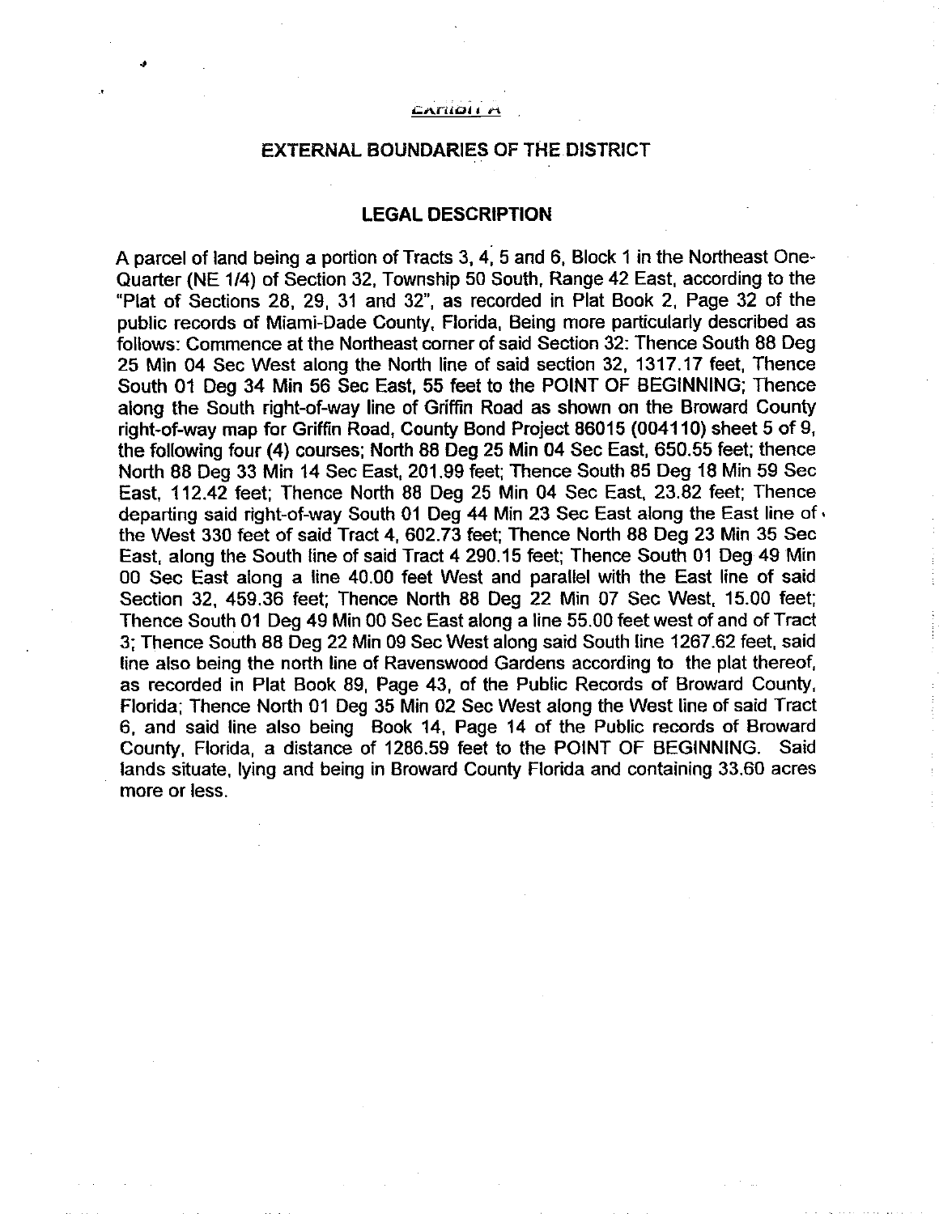EXHIBIT A

## EXTERNAL BOUNDARIES OF THE DISTRICT

### LEGAL DESCRIPTION

A parcel of land being a portion of Tracts 3, 4, 5 and 6, Block 1 in the Northeast One-Quarter (NE 1/4) of Section 32, Township 50 South, Range 42 East, according to the "Plat of Sections 28, 29, 31 and 32", as recorded in Plat Book 2, Page 32 of the public records of Miami-Dade County, Florida, Being more particularly described as follows: Commence at the Northeast corner of said Section 32: Thence South 88 Deg 25 Min 04 Sec West along the North line of said section 32, 1317.17 feet, Thence South 01 Deg 34 Min 56 Sec East, 55 feet to the POINT OF BEGINNING; Thence along the South right-of-way line of Griffin Road as shown on the Broward County right-of-way map for Griffin Road, County Bond Project 86015 (004110) sheet 5 of 9, the following four (4) courses; North 88 Deg 25 Min 04 Sec East, 650.55 feet; thence North 88 Deg 33 Min 14 Sec East, 201.99 feet; Thence South 85 Deg 18 Min 59 Sec East, 112.42 feet; Thence North 88 Deg 25 Min 04 Sec East, 23.82 feet; Thence departing said right-of-way South 01 Deg 44 Min 23 Sec East along the East line of the West 330 feet of said Tract 4, 602.73 feet; Thence North 88 Deg 23 Min 35 Sec East, along the South line of said Tract 4 290.15 feet; Thence South 01 Deg 49 Min 00 Sec East along a line 40.00 feet West and parallel with the East line of said Section 32, 459.36 feet; Thence North 88 Deg 22 Min 07 Sec West, 15.00 feet; Thence South 01 Deg 49 Min 00 Sec East along a line 55.00 feet west of and of Tract 3; Thence South 88 Deg 22 Min 09 Sec West along said South line 1267.62 feet, said line also being the north line of Ravenswood Gardens according to the plat thereof, as recorded in Plat Book 89, Page 43, of the Public Records of Broward County, Florida; Thence North 01 Deg 35 Min 02 Sec West along the West line of said Tract 6, and said line also being Book 14, Page 14 of the Public records of Broward County, Florida, a distance of 1286.59 feet to the POINT OF BEGINNING. Said lands situate, lying and being in Broward County Florida and containing 33.60 acres more or less.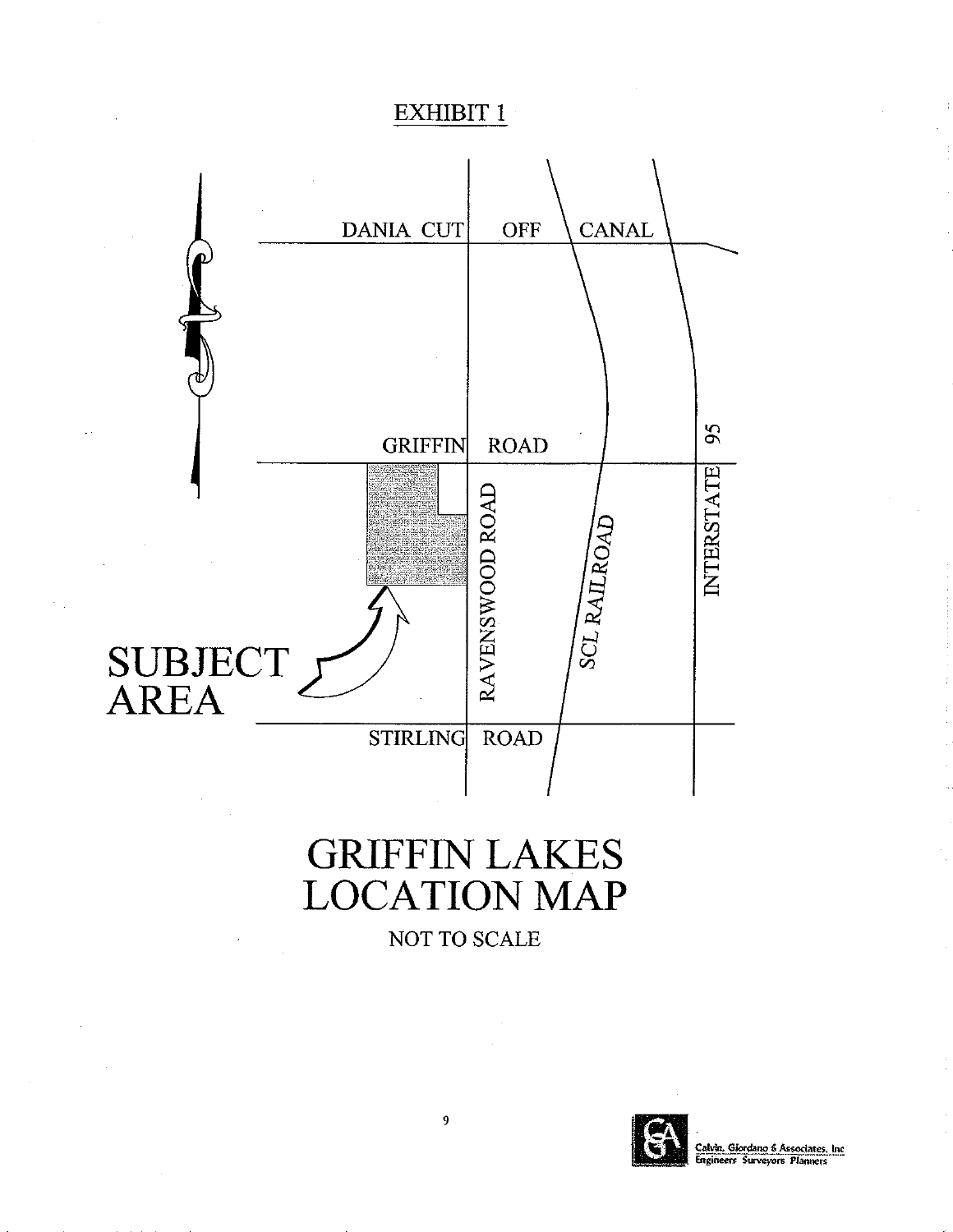EXHIBIT 1

DANIA CUT OFF CANAL

GRIFFIN ROAD

INTERSTATE 95

RAVENSWOOD ROAD

SCL RAILROAD

SUBJECT AREA

STIRLING ROAD

# GRIFFIN LAKES LOCATION MAP

NOT TO SCALE

Calvin, Giordano & Associates, Inc
Engineers Surveyors Planners